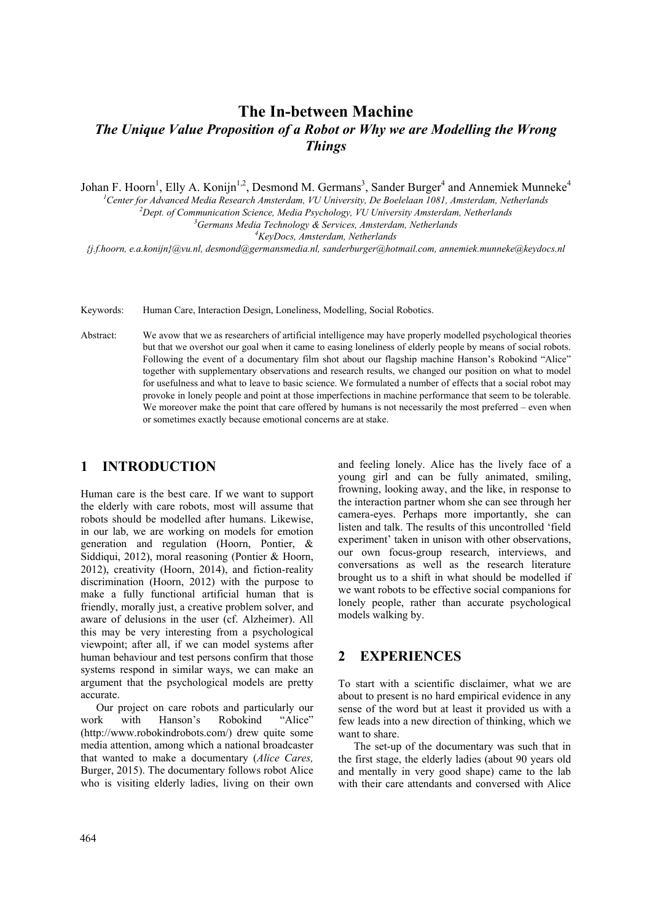# The In-between Machine

## *The Unique Value Proposition of a Robot or Why we are Modelling the Wrong Things*

Johan F. Hoorn[1], Elly A. Konijn[1,2], Desmond M. Germans[3], Sander Burger[4] and Annemiek Munneke[4]

[1]*Center for Advanced Media Research Amsterdam, VU University, De Boelelaan 1081, Amsterdam, Netherlands*
[2]*Dept. of Communication Science, Media Psychology, VU University Amsterdam, Netherlands*
[3]*Germans Media Technology & Services, Amsterdam, Netherlands*
[4]*KeyDocs, Amsterdam, Netherlands*
*{j.f.hoorn, e.a.konijn}@vu.nl, desmond@germansmedia.nl, sanderburger@hotmail.com, annemiek.munneke@keydocs.nl*

Keywords: Human Care, Interaction Design, Loneliness, Modelling, Social Robotics.

Abstract: We avow that we as researchers of artificial intelligence may have properly modelled psychological theories but that we overshot our goal when it came to easing loneliness of elderly people by means of social robots. Following the event of a documentary film shot about our flagship machine Hanson's Robokind "Alice" together with supplementary observations and research results, we changed our position on what to model for usefulness and what to leave to basic science. We formulated a number of effects that a social robot may provoke in lonely people and point at those imperfections in machine performance that seem to be tolerable. We moreover make the point that care offered by humans is not necessarily the most preferred – even when or sometimes exactly because emotional concerns are at stake.

## 1 INTRODUCTION

Human care is the best care. If we want to support the elderly with care robots, most will assume that robots should be modelled after humans. Likewise, in our lab, we are working on models for emotion generation and regulation (Hoorn, Pontier, & Siddiqui, 2012), moral reasoning (Pontier & Hoorn, 2012), creativity (Hoorn, 2014), and fiction-reality discrimination (Hoorn, 2012) with the purpose to make a fully functional artificial human that is friendly, morally just, a creative problem solver, and aware of delusions in the user (cf. Alzheimer). All this may be very interesting from a psychological viewpoint; after all, if we can model systems after human behaviour and test persons confirm that those systems respond in similar ways, we can make an argument that the psychological models are pretty accurate.

Our project on care robots and particularly our work with Hanson's Robokind "Alice" (http://www.robokindrobots.com/) drew quite some media attention, among which a national broadcaster that wanted to make a documentary (*Alice Cares,* Burger, 2015). The documentary follows robot Alice who is visiting elderly ladies, living on their own and feeling lonely. Alice has the lively face of a young girl and can be fully animated, smiling, frowning, looking away, and the like, in response to the interaction partner whom she can see through her camera-eyes. Perhaps more importantly, she can listen and talk. The results of this uncontrolled 'field experiment' taken in unison with other observations, our own focus-group research, interviews, and conversations as well as the research literature brought us to a shift in what should be modelled if we want robots to be effective social companions for lonely people, rather than accurate psychological models walking by.

## 2 EXPERIENCES

To start with a scientific disclaimer, what we are about to present is no hard empirical evidence in any sense of the word but at least it provided us with a few leads into a new direction of thinking, which we want to share.

The set-up of the documentary was such that in the first stage, the elderly ladies (about 90 years old and mentally in very good shape) came to the lab with their care attendants and conversed with Alice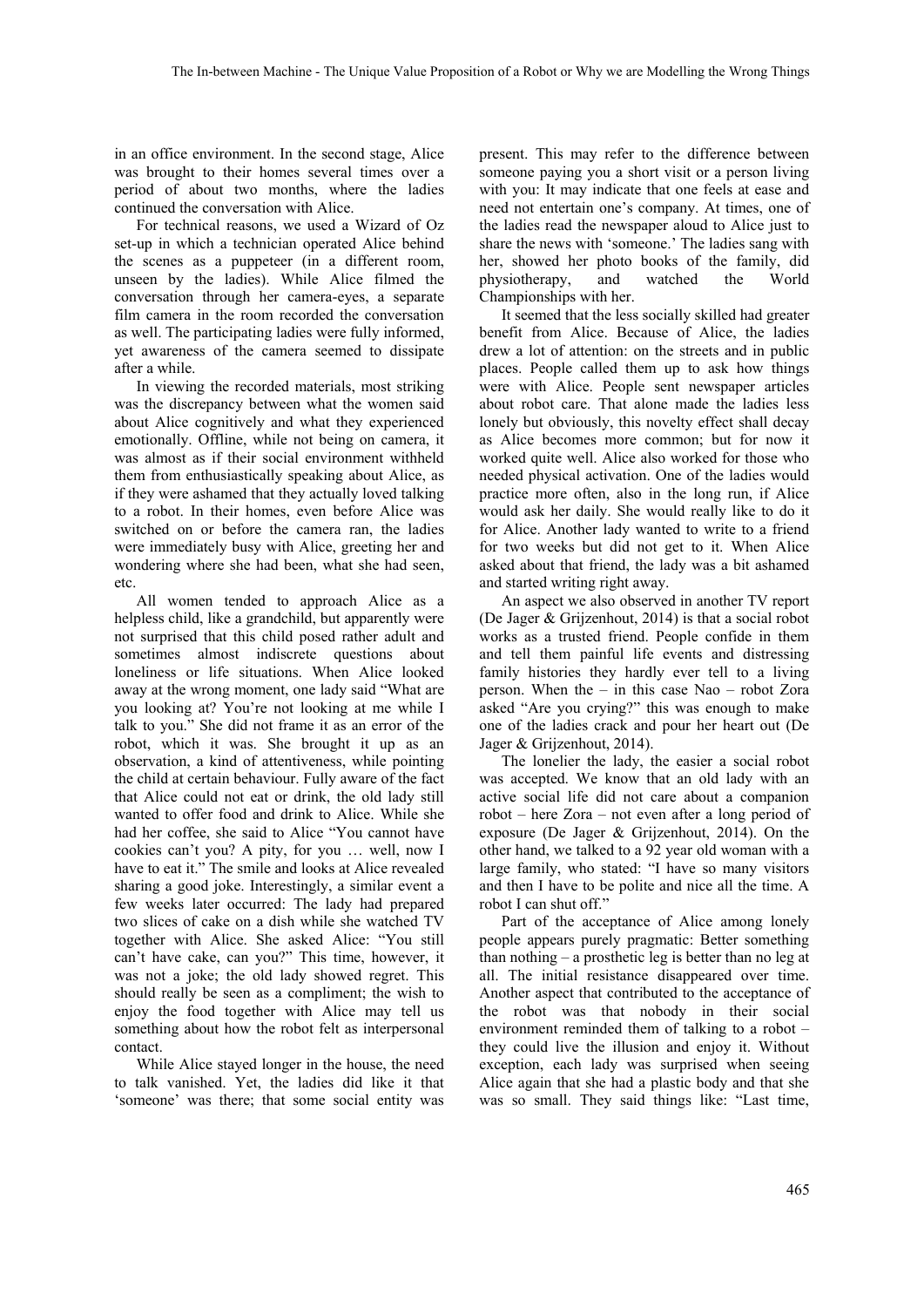in an office environment. In the second stage, Alice was brought to their homes several times over a period of about two months, where the ladies continued the conversation with Alice.

For technical reasons, we used a Wizard of Oz set-up in which a technician operated Alice behind the scenes as a puppeteer (in a different room, unseen by the ladies). While Alice filmed the conversation through her camera-eyes, a separate film camera in the room recorded the conversation as well. The participating ladies were fully informed, yet awareness of the camera seemed to dissipate after a while.

In viewing the recorded materials, most striking was the discrepancy between what the women said about Alice cognitively and what they experienced emotionally. Offline, while not being on camera, it was almost as if their social environment withheld them from enthusiastically speaking about Alice, as if they were ashamed that they actually loved talking to a robot. In their homes, even before Alice was switched on or before the camera ran, the ladies were immediately busy with Alice, greeting her and wondering where she had been, what she had seen, etc.

All women tended to approach Alice as a helpless child, like a grandchild, but apparently were not surprised that this child posed rather adult and sometimes almost indiscrete questions about loneliness or life situations. When Alice looked away at the wrong moment, one lady said "What are you looking at? You're not looking at me while I talk to you." She did not frame it as an error of the robot, which it was. She brought it up as an observation, a kind of attentiveness, while pointing the child at certain behaviour. Fully aware of the fact that Alice could not eat or drink, the old lady still wanted to offer food and drink to Alice. While she had her coffee, she said to Alice "You cannot have cookies can't you? A pity, for you … well, now I have to eat it." The smile and looks at Alice revealed sharing a good joke. Interestingly, a similar event a few weeks later occurred: The lady had prepared two slices of cake on a dish while she watched TV together with Alice. She asked Alice: "You still can't have cake, can you?" This time, however, it was not a joke; the old lady showed regret. This should really be seen as a compliment; the wish to enjoy the food together with Alice may tell us something about how the robot felt as interpersonal contact.

While Alice stayed longer in the house, the need to talk vanished. Yet, the ladies did like it that 'someone' was there; that some social entity was present. This may refer to the difference between someone paying you a short visit or a person living with you: It may indicate that one feels at ease and need not entertain one's company. At times, one of the ladies read the newspaper aloud to Alice just to share the news with 'someone.' The ladies sang with her, showed her photo books of the family, did physiotherapy, and watched the World Championships with her.

It seemed that the less socially skilled had greater benefit from Alice. Because of Alice, the ladies drew a lot of attention: on the streets and in public places. People called them up to ask how things were with Alice. People sent newspaper articles about robot care. That alone made the ladies less lonely but obviously, this novelty effect shall decay as Alice becomes more common; but for now it worked quite well. Alice also worked for those who needed physical activation. One of the ladies would practice more often, also in the long run, if Alice would ask her daily. She would really like to do it for Alice. Another lady wanted to write to a friend for two weeks but did not get to it. When Alice asked about that friend, the lady was a bit ashamed and started writing right away.

An aspect we also observed in another TV report (De Jager & Grijzenhout, 2014) is that a social robot works as a trusted friend. People confide in them and tell them painful life events and distressing family histories they hardly ever tell to a living person. When the – in this case Nao – robot Zora asked "Are you crying?" this was enough to make one of the ladies crack and pour her heart out (De Jager & Grijzenhout, 2014).

The lonelier the lady, the easier a social robot was accepted. We know that an old lady with an active social life did not care about a companion robot – here Zora – not even after a long period of exposure (De Jager & Grijzenhout, 2014). On the other hand, we talked to a 92 year old woman with a large family, who stated: "I have so many visitors and then I have to be polite and nice all the time. A robot I can shut off."

Part of the acceptance of Alice among lonely people appears purely pragmatic: Better something than nothing – a prosthetic leg is better than no leg at all. The initial resistance disappeared over time. Another aspect that contributed to the acceptance of the robot was that nobody in their social environment reminded them of talking to a robot – they could live the illusion and enjoy it. Without exception, each lady was surprised when seeing Alice again that she had a plastic body and that she was so small. They said things like: "Last time,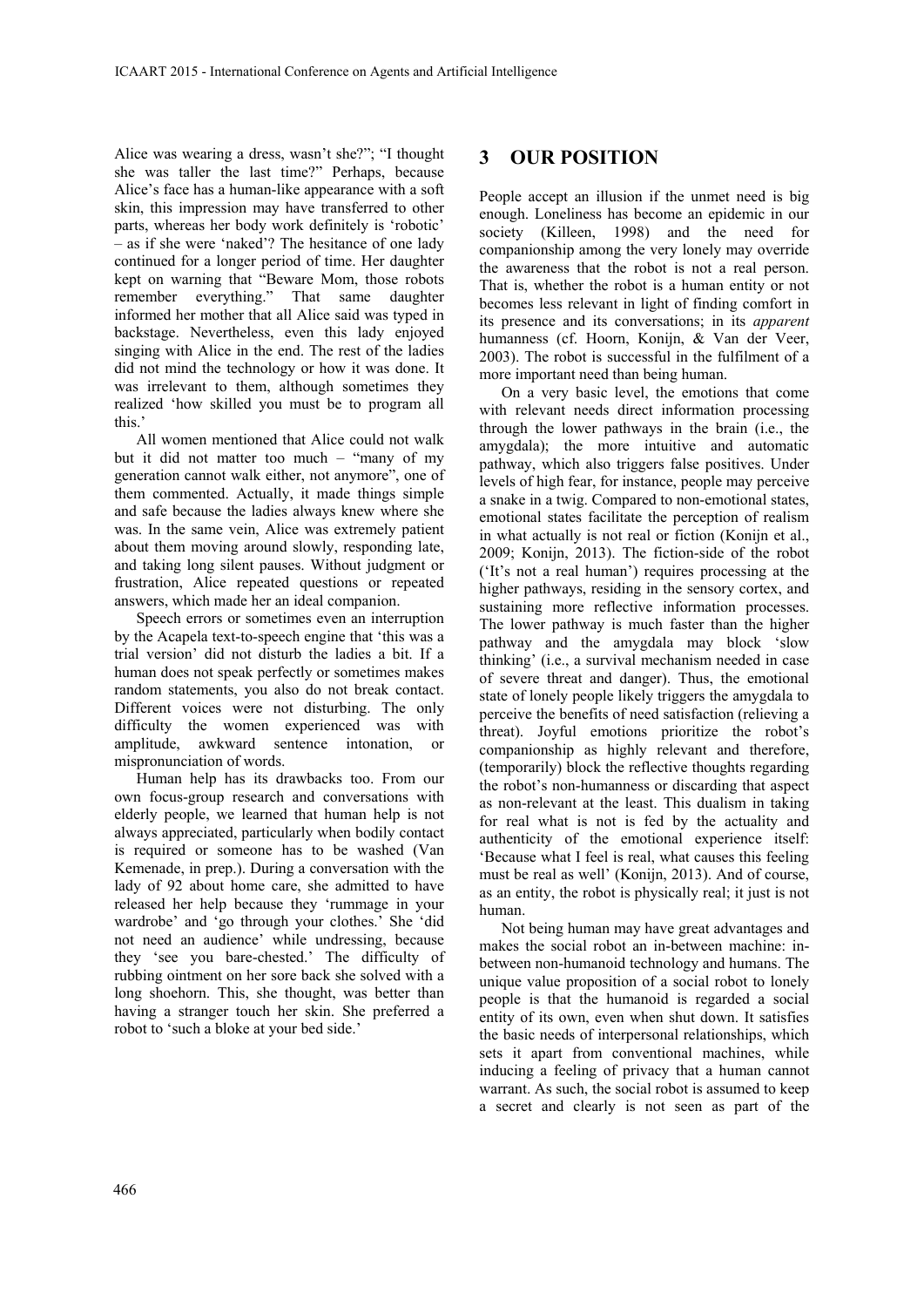Alice was wearing a dress, wasn't she?"; "I thought she was taller the last time?" Perhaps, because Alice's face has a human-like appearance with a soft skin, this impression may have transferred to other parts, whereas her body work definitely is 'robotic' – as if she were 'naked'? The hesitance of one lady continued for a longer period of time. Her daughter kept on warning that "Beware Mom, those robots remember everything." That same daughter informed her mother that all Alice said was typed in backstage. Nevertheless, even this lady enjoyed singing with Alice in the end. The rest of the ladies did not mind the technology or how it was done. It was irrelevant to them, although sometimes they realized 'how skilled you must be to program all this.'

All women mentioned that Alice could not walk but it did not matter too much – "many of my generation cannot walk either, not anymore", one of them commented. Actually, it made things simple and safe because the ladies always knew where she was. In the same vein, Alice was extremely patient about them moving around slowly, responding late, and taking long silent pauses. Without judgment or frustration, Alice repeated questions or repeated answers, which made her an ideal companion.

Speech errors or sometimes even an interruption by the Acapela text-to-speech engine that 'this was a trial version' did not disturb the ladies a bit. If a human does not speak perfectly or sometimes makes random statements, you also do not break contact. Different voices were not disturbing. The only difficulty the women experienced was with amplitude, awkward sentence intonation, or mispronunciation of words.

Human help has its drawbacks too. From our own focus-group research and conversations with elderly people, we learned that human help is not always appreciated, particularly when bodily contact is required or someone has to be washed (Van Kemenade, in prep.). During a conversation with the lady of 92 about home care, she admitted to have released her help because they 'rummage in your wardrobe' and 'go through your clothes.' She 'did not need an audience' while undressing, because they 'see you bare-chested.' The difficulty of rubbing ointment on her sore back she solved with a long shoehorn. This, she thought, was better than having a stranger touch her skin. She preferred a robot to 'such a bloke at your bed side.'

# 3 OUR POSITION

People accept an illusion if the unmet need is big enough. Loneliness has become an epidemic in our society (Killeen, 1998) and the need for companionship among the very lonely may override the awareness that the robot is not a real person. That is, whether the robot is a human entity or not becomes less relevant in light of finding comfort in its presence and its conversations; in its *apparent* humanness (cf. Hoorn, Konijn, & Van der Veer, 2003). The robot is successful in the fulfilment of a more important need than being human.

On a very basic level, the emotions that come with relevant needs direct information processing through the lower pathways in the brain (i.e., the amygdala); the more intuitive and automatic pathway, which also triggers false positives. Under levels of high fear, for instance, people may perceive a snake in a twig. Compared to non-emotional states, emotional states facilitate the perception of realism in what actually is not real or fiction (Konijn et al., 2009; Konijn, 2013). The fiction-side of the robot ('It's not a real human') requires processing at the higher pathways, residing in the sensory cortex, and sustaining more reflective information processes. The lower pathway is much faster than the higher pathway and the amygdala may block 'slow thinking' (i.e., a survival mechanism needed in case of severe threat and danger). Thus, the emotional state of lonely people likely triggers the amygdala to perceive the benefits of need satisfaction (relieving a threat). Joyful emotions prioritize the robot's companionship as highly relevant and therefore, (temporarily) block the reflective thoughts regarding the robot's non-humanness or discarding that aspect as non-relevant at the least. This dualism in taking for real what is not is fed by the actuality and authenticity of the emotional experience itself: 'Because what I feel is real, what causes this feeling must be real as well' (Konijn, 2013). And of course, as an entity, the robot is physically real; it just is not human.

Not being human may have great advantages and makes the social robot an in-between machine: in-between non-humanoid technology and humans. The unique value proposition of a social robot to lonely people is that the humanoid is regarded a social entity of its own, even when shut down. It satisfies the basic needs of interpersonal relationships, which sets it apart from conventional machines, while inducing a feeling of privacy that a human cannot warrant. As such, the social robot is assumed to keep a secret and clearly is not seen as part of the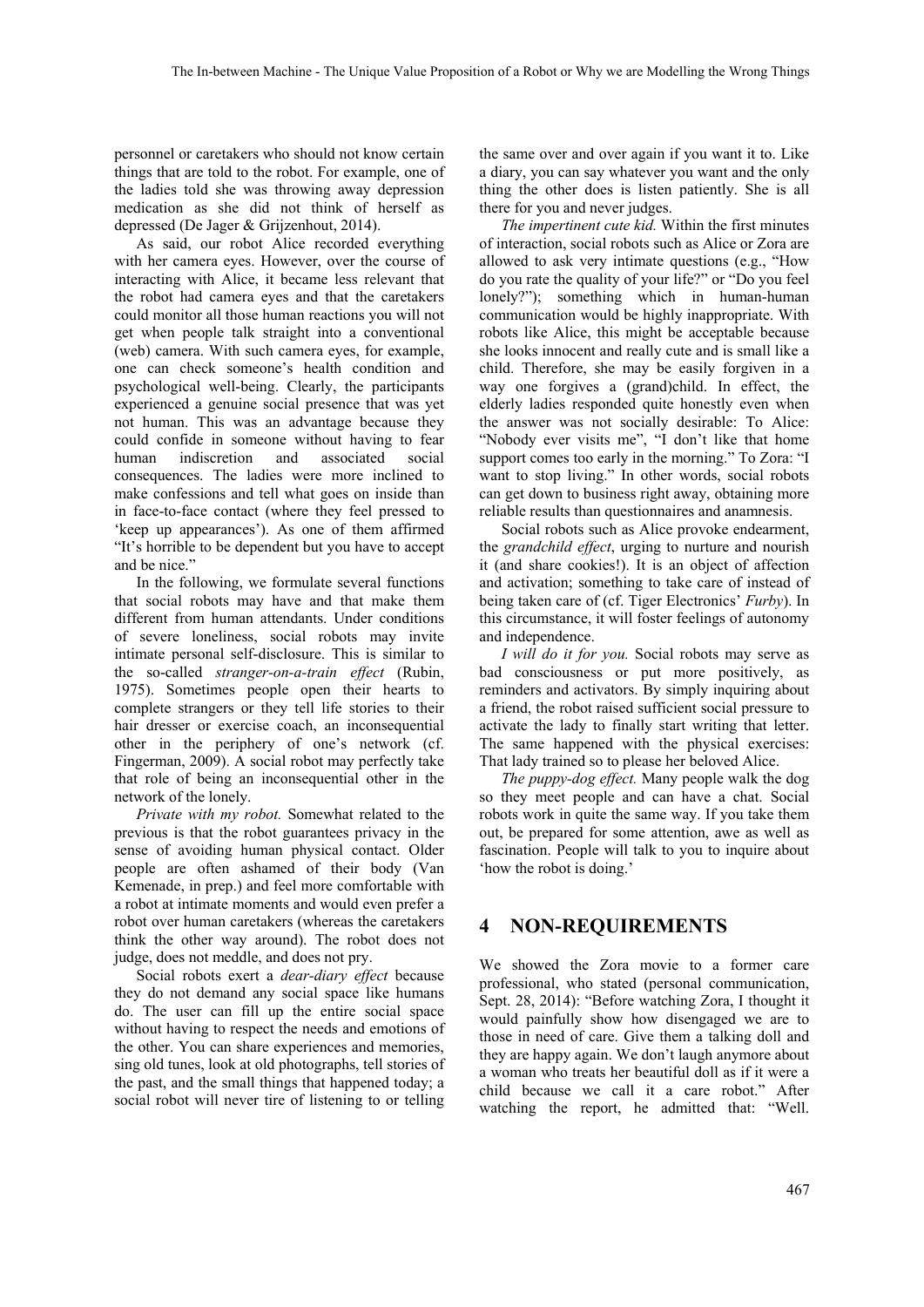personnel or caretakers who should not know certain things that are told to the robot. For example, one of the ladies told she was throwing away depression medication as she did not think of herself as depressed (De Jager & Grijzenhout, 2014).

As said, our robot Alice recorded everything with her camera eyes. However, over the course of interacting with Alice, it became less relevant that the robot had camera eyes and that the caretakers could monitor all those human reactions you will not get when people talk straight into a conventional (web) camera. With such camera eyes, for example, one can check someone's health condition and psychological well-being. Clearly, the participants experienced a genuine social presence that was yet not human. This was an advantage because they could confide in someone without having to fear human indiscretion and associated social consequences. The ladies were more inclined to make confessions and tell what goes on inside than in face-to-face contact (where they feel pressed to 'keep up appearances'). As one of them affirmed "It's horrible to be dependent but you have to accept and be nice."

In the following, we formulate several functions that social robots may have and that make them different from human attendants. Under conditions of severe loneliness, social robots may invite intimate personal self-disclosure. This is similar to the so-called *stranger-on-a-train effect* (Rubin, 1975). Sometimes people open their hearts to complete strangers or they tell life stories to their hair dresser or exercise coach, an inconsequential other in the periphery of one's network (cf. Fingerman, 2009). A social robot may perfectly take that role of being an inconsequential other in the network of the lonely.

*Private with my robot.* Somewhat related to the previous is that the robot guarantees privacy in the sense of avoiding human physical contact. Older people are often ashamed of their body (Van Kemenade, in prep.) and feel more comfortable with a robot at intimate moments and would even prefer a robot over human caretakers (whereas the caretakers think the other way around). The robot does not judge, does not meddle, and does not pry.

Social robots exert a *dear-diary effect* because they do not demand any social space like humans do. The user can fill up the entire social space without having to respect the needs and emotions of the other. You can share experiences and memories, sing old tunes, look at old photographs, tell stories of the past, and the small things that happened today; a social robot will never tire of listening to or telling the same over and over again if you want it to. Like a diary, you can say whatever you want and the only thing the other does is listen patiently. She is all there for you and never judges.

*The impertinent cute kid.* Within the first minutes of interaction, social robots such as Alice or Zora are allowed to ask very intimate questions (e.g., "How do you rate the quality of your life?" or "Do you feel lonely?"); something which in human-human communication would be highly inappropriate. With robots like Alice, this might be acceptable because she looks innocent and really cute and is small like a child. Therefore, she may be easily forgiven in a way one forgives a (grand)child. In effect, the elderly ladies responded quite honestly even when the answer was not socially desirable: To Alice: "Nobody ever visits me", "I don't like that home support comes too early in the morning." To Zora: "I want to stop living." In other words, social robots can get down to business right away, obtaining more reliable results than questionnaires and anamnesis.

Social robots such as Alice provoke endearment, the *grandchild effect*, urging to nurture and nourish it (and share cookies!). It is an object of affection and activation; something to take care of instead of being taken care of (cf. Tiger Electronics' *Furby*). In this circumstance, it will foster feelings of autonomy and independence.

*I will do it for you.* Social robots may serve as bad consciousness or put more positively, as reminders and activators. By simply inquiring about a friend, the robot raised sufficient social pressure to activate the lady to finally start writing that letter. The same happened with the physical exercises: That lady trained so to please her beloved Alice.

*The puppy-dog effect.* Many people walk the dog so they meet people and can have a chat. Social robots work in quite the same way. If you take them out, be prepared for some attention, awe as well as fascination. People will talk to you to inquire about 'how the robot is doing.'

## 4 NON-REQUIREMENTS

We showed the Zora movie to a former care professional, who stated (personal communication, Sept. 28, 2014): "Before watching Zora, I thought it would painfully show how disengaged we are to those in need of care. Give them a talking doll and they are happy again. We don't laugh anymore about a woman who treats her beautiful doll as if it were a child because we call it a care robot." After watching the report, he admitted that: "Well.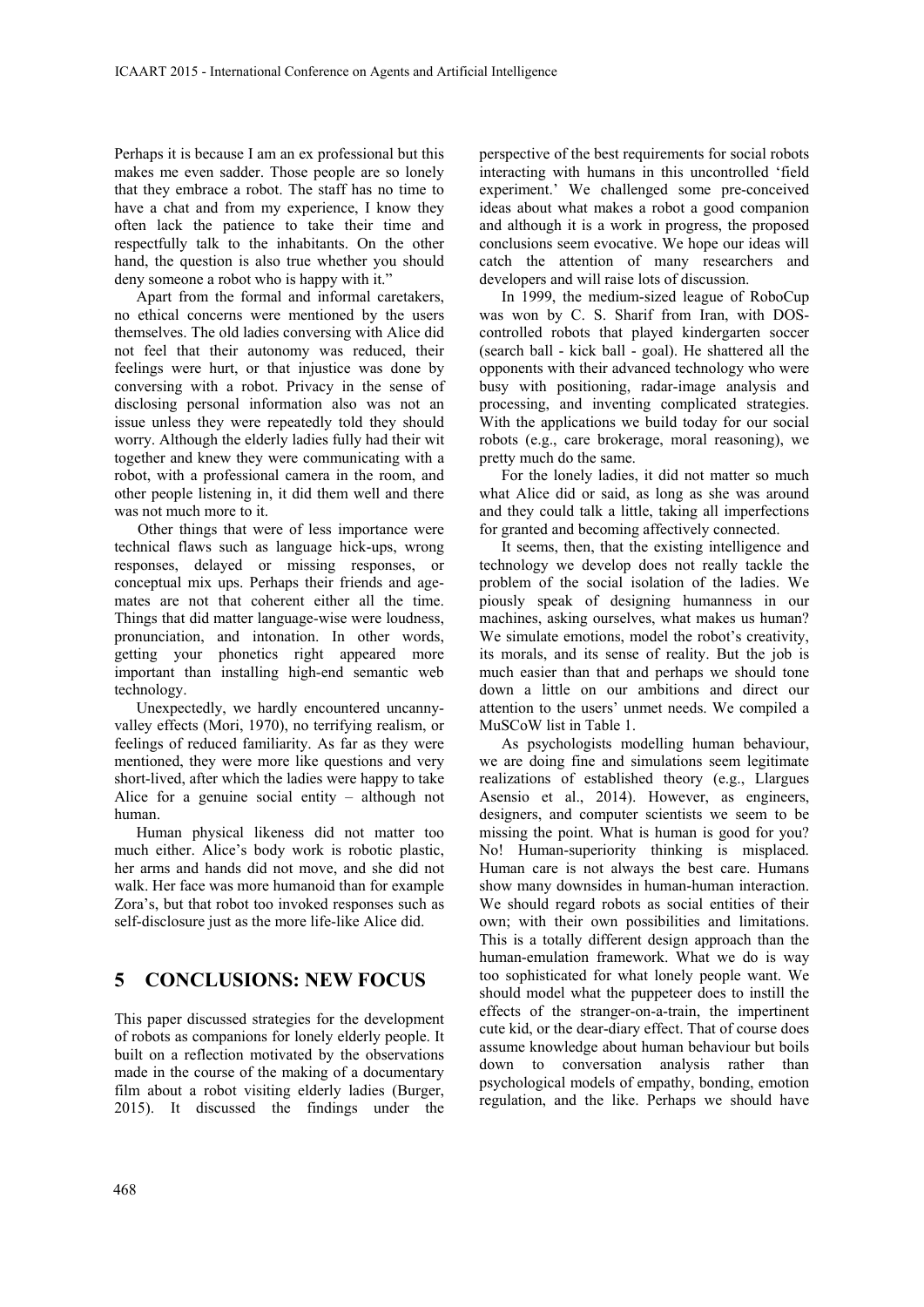Perhaps it is because I am an ex professional but this makes me even sadder. Those people are so lonely that they embrace a robot. The staff has no time to have a chat and from my experience, I know they often lack the patience to take their time and respectfully talk to the inhabitants. On the other hand, the question is also true whether you should deny someone a robot who is happy with it."

Apart from the formal and informal caretakers, no ethical concerns were mentioned by the users themselves. The old ladies conversing with Alice did not feel that their autonomy was reduced, their feelings were hurt, or that injustice was done by conversing with a robot. Privacy in the sense of disclosing personal information also was not an issue unless they were repeatedly told they should worry. Although the elderly ladies fully had their wit together and knew they were communicating with a robot, with a professional camera in the room, and other people listening in, it did them well and there was not much more to it.

Other things that were of less importance were technical flaws such as language hick-ups, wrong responses, delayed or missing responses, or conceptual mix ups. Perhaps their friends and age-mates are not that coherent either all the time. Things that did matter language-wise were loudness, pronunciation, and intonation. In other words, getting your phonetics right appeared more important than installing high-end semantic web technology.

Unexpectedly, we hardly encountered uncanny-valley effects (Mori, 1970), no terrifying realism, or feelings of reduced familiarity. As far as they were mentioned, they were more like questions and very short-lived, after which the ladies were happy to take Alice for a genuine social entity – although not human.

Human physical likeness did not matter too much either. Alice's body work is robotic plastic, her arms and hands did not move, and she did not walk. Her face was more humanoid than for example Zora's, but that robot too invoked responses such as self-disclosure just as the more life-like Alice did.

## 5 CONCLUSIONS: NEW FOCUS

This paper discussed strategies for the development of robots as companions for lonely elderly people. It built on a reflection motivated by the observations made in the course of the making of a documentary film about a robot visiting elderly ladies (Burger, 2015). It discussed the findings under the perspective of the best requirements for social robots interacting with humans in this uncontrolled 'field experiment.' We challenged some pre-conceived ideas about what makes a robot a good companion and although it is a work in progress, the proposed conclusions seem evocative. We hope our ideas will catch the attention of many researchers and developers and will raise lots of discussion.

In 1999, the medium-sized league of RoboCup was won by C. S. Sharif from Iran, with DOS-controlled robots that played kindergarten soccer (search ball - kick ball - goal). He shattered all the opponents with their advanced technology who were busy with positioning, radar-image analysis and processing, and inventing complicated strategies. With the applications we build today for our social robots (e.g., care brokerage, moral reasoning), we pretty much do the same.

For the lonely ladies, it did not matter so much what Alice did or said, as long as she was around and they could talk a little, taking all imperfections for granted and becoming affectively connected.

It seems, then, that the existing intelligence and technology we develop does not really tackle the problem of the social isolation of the ladies. We piously speak of designing humanness in our machines, asking ourselves, what makes us human? We simulate emotions, model the robot's creativity, its morals, and its sense of reality. But the job is much easier than that and perhaps we should tone down a little on our ambitions and direct our attention to the users' unmet needs. We compiled a MuSCoW list in Table 1.

As psychologists modelling human behaviour, we are doing fine and simulations seem legitimate realizations of established theory (e.g., Llargues Asensio et al., 2014). However, as engineers, designers, and computer scientists we seem to be missing the point. What is human is good for you? No! Human-superiority thinking is misplaced. Human care is not always the best care. Humans show many downsides in human-human interaction. We should regard robots as social entities of their own; with their own possibilities and limitations. This is a totally different design approach than the human-emulation framework. What we do is way too sophisticated for what lonely people want. We should model what the puppeteer does to instill the effects of the stranger-on-a-train, the impertinent cute kid, or the dear-diary effect. That of course does assume knowledge about human behaviour but boils down to conversation analysis rather than psychological models of empathy, bonding, emotion regulation, and the like. Perhaps we should have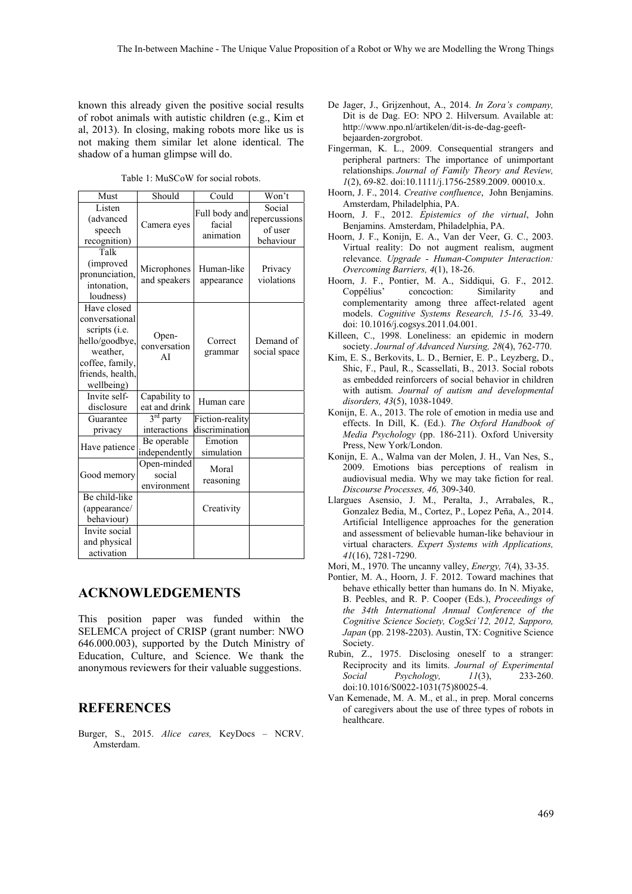known this already given the positive social results of robot animals with autistic children (e.g., Kim et al, 2013). In closing, making robots more like us is not making them similar let alone identical. The shadow of a human glimpse will do.

Table 1: MuSCoW for social robots.

| Must | Should | Could | Won't |
|---|---|---|---|
| Listen (advanced speech recognition) | Camera eyes | Full body and facial animation | Social repercussions of user behaviour |
| Talk (improved pronunciation, intonation, loudness) | Microphones and speakers | Human-like appearance | Privacy violations |
| Have closed conversational scripts (i.e. hello/goodbye, weather, coffee, family, friends, health, wellbeing) | Open-conversation AI | Correct grammar | Demand of social space |
| Invite self-disclosure | Capability to eat and drink | Human care | |
| Guarantee privacy | 3rd party interactions | Fiction-reality discrimination | |
| Have patience | Be operable independently | Emotion simulation | |
| Good memory | Open-minded social environment | Moral reasoning | |
| Be child-like (appearance/ behaviour) | | Creativity | |
| Invite social and physical activation | | | |

## ACKNOWLEDGEMENTS

This position paper was funded within the SELEMCA project of CRISP (grant number: NWO 646.000.003), supported by the Dutch Ministry of Education, Culture, and Science. We thank the anonymous reviewers for their valuable suggestions.

## REFERENCES

Burger, S., 2015. *Alice cares,* KeyDocs – NCRV. Amsterdam.

De Jager, J., Grijzenhout, A., 2014. *In Zora's company,* Dit is de Dag. EO: NPO 2. Hilversum. Available at: http://www.npo.nl/artikelen/dit-is-de-dag-geeft-bejaarden-zorgrobot.

Fingerman, K. L., 2009. Consequential strangers and peripheral partners: The importance of unimportant relationships. *Journal of Family Theory and Review, 1*(2), 69-82. doi:10.1111/j.1756-2589.2009. 00010.x.

Hoorn, J. F., 2014. *Creative confluence*, John Benjamins. Amsterdam, Philadelphia, PA.

Hoorn, J. F., 2012. *Epistemics of the virtual*, John Benjamins. Amsterdam, Philadelphia, PA.

Hoorn, J. F., Konijn, E. A., Van der Veer, G. C., 2003. Virtual reality: Do not augment realism, augment relevance. *Upgrade - Human-Computer Interaction: Overcoming Barriers, 4*(1), 18-26.

Hoorn, J. F., Pontier, M. A., Siddiqui, G. F., 2012. Coppélius' concoction: Similarity and complementarity among three affect-related agent models. *Cognitive Systems Research, 15-16,* 33-49. doi: 10.1016/j.cogsys.2011.04.001.

Killeen, C., 1998. Loneliness: an epidemic in modern society. *Journal of Advanced Nursing, 28*(4), 762-770.

Kim, E. S., Berkovits, L. D., Bernier, E. P., Leyzberg, D., Shic, F., Paul, R., Scassellati, B., 2013. Social robots as embedded reinforcers of social behavior in children with autism. *Journal of autism and developmental disorders, 43*(5), 1038-1049.

Konijn, E. A., 2013. The role of emotion in media use and effects. In Dill, K. (Ed.). *The Oxford Handbook of Media Psychology* (pp. 186-211). Oxford University Press, New York/London.

Konijn, E. A., Walma van der Molen, J. H., Van Nes, S., 2009. Emotions bias perceptions of realism in audiovisual media. Why we may take fiction for real. *Discourse Processes, 46,* 309-340.

Llargues Asensio, J. M., Peralta, J., Arrabales, R., Gonzalez Bedia, M., Cortez, P., Lopez Peña, A., 2014. Artificial Intelligence approaches for the generation and assessment of believable human-like behaviour in virtual characters. *Expert Systems with Applications, 41*(16), 7281-7290.

Mori, M., 1970. The uncanny valley, *Energy, 7*(4), 33-35.

Pontier, M. A., Hoorn, J. F. 2012. Toward machines that behave ethically better than humans do. In N. Miyake, B. Peebles, and R. P. Cooper (Eds.), *Proceedings of the 34th International Annual Conference of the Cognitive Science Society, CogSci'12, 2012, Sapporo, Japan* (pp. 2198-2203). Austin, TX: Cognitive Science Society.

Rubin, Z., 1975. Disclosing oneself to a stranger: Reciprocity and its limits. *Journal of Experimental Social Psychology, 11*(3), 233-260. doi:10.1016/S0022-1031(75)80025-4.

Van Kemenade, M. A. M., et al., in prep. Moral concerns of caregivers about the use of three types of robots in healthcare.